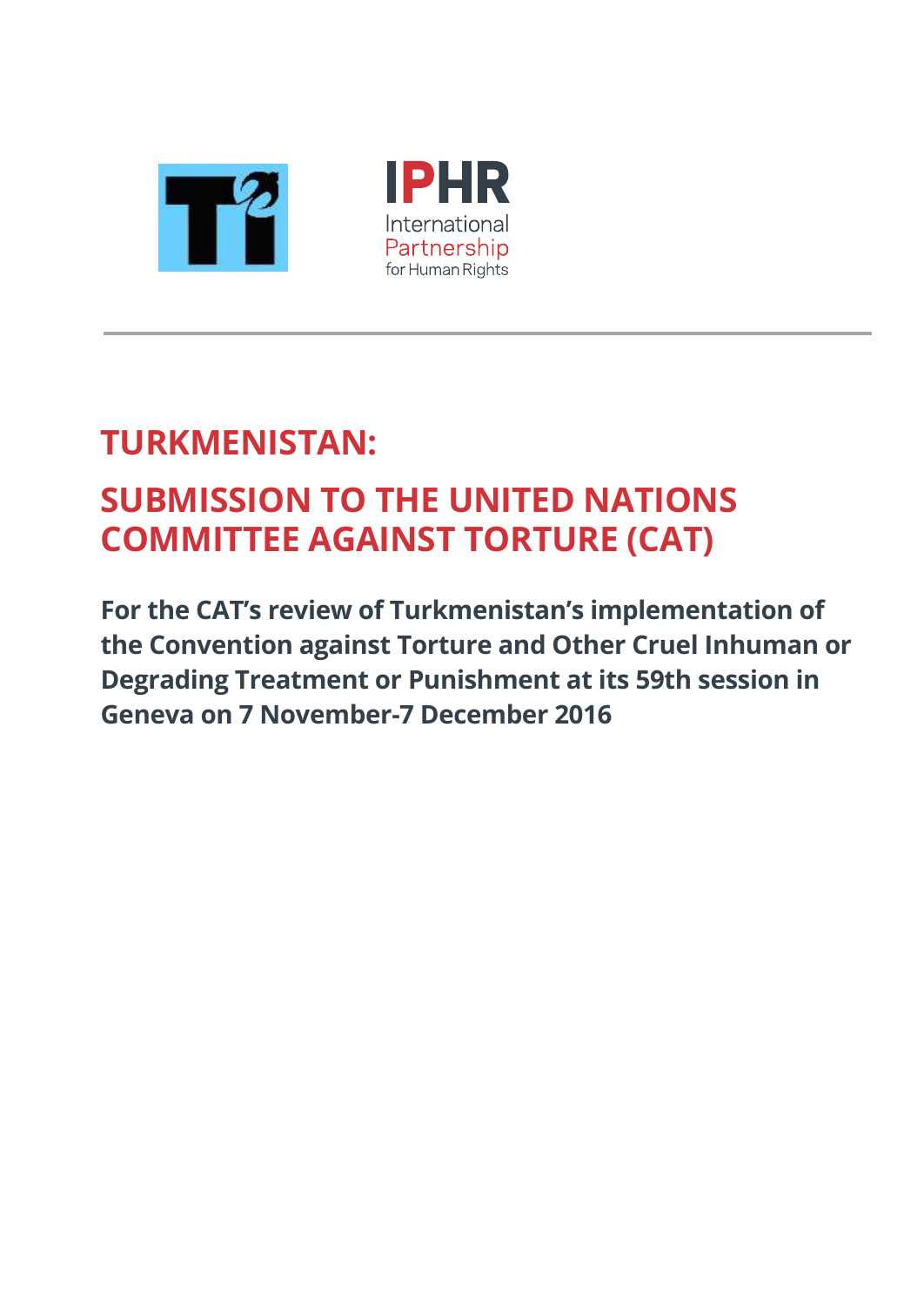IPHR
International Partnership for Human Rights

# TURKMENISTAN:

# SUBMISSION TO THE UNITED NATIONS COMMITTEE AGAINST TORTURE (CAT)

**For the CAT's review of Turkmenistan's implementation of the Convention against Torture and Other Cruel Inhuman or Degrading Treatment or Punishment at its 59th session in Geneva on 7 November-7 December 2016**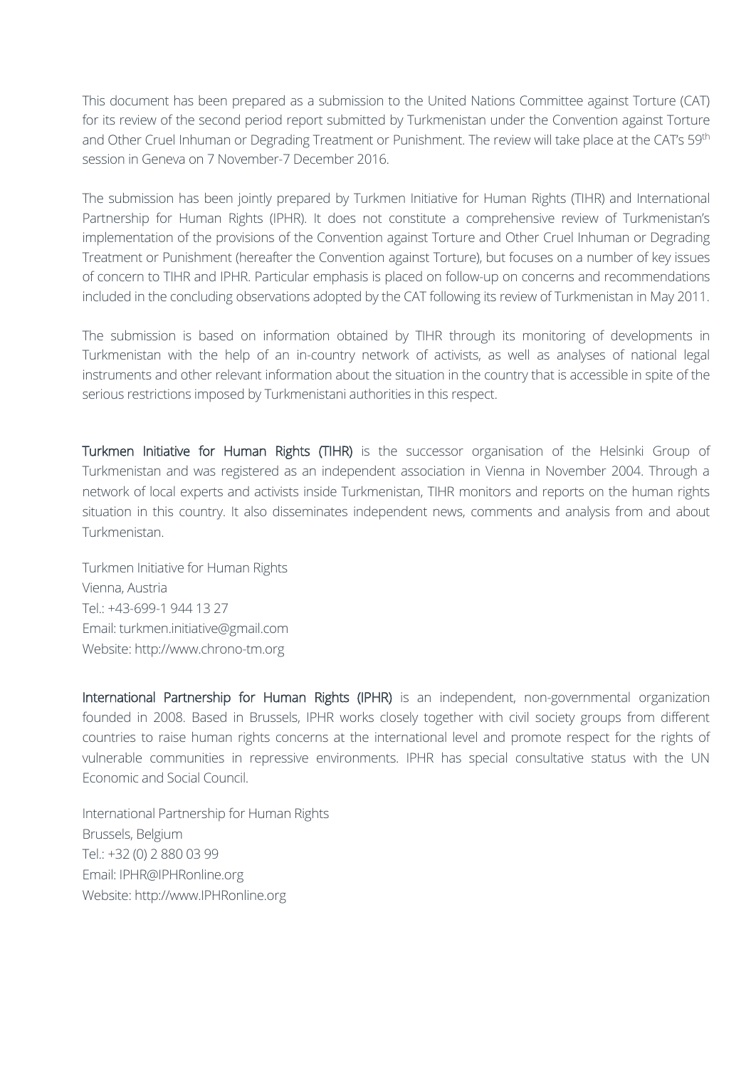This document has been prepared as a submission to the United Nations Committee against Torture (CAT) for its review of the second period report submitted by Turkmenistan under the Convention against Torture and Other Cruel Inhuman or Degrading Treatment or Punishment. The review will take place at the CAT's 59th session in Geneva on 7 November-7 December 2016.

The submission has been jointly prepared by Turkmen Initiative for Human Rights (TIHR) and International Partnership for Human Rights (IPHR). It does not constitute a comprehensive review of Turkmenistan's implementation of the provisions of the Convention against Torture and Other Cruel Inhuman or Degrading Treatment or Punishment (hereafter the Convention against Torture), but focuses on a number of key issues of concern to TIHR and IPHR. Particular emphasis is placed on follow-up on concerns and recommendations included in the concluding observations adopted by the CAT following its review of Turkmenistan in May 2011.

The submission is based on information obtained by TIHR through its monitoring of developments in Turkmenistan with the help of an in-country network of activists, as well as analyses of national legal instruments and other relevant information about the situation in the country that is accessible in spite of the serious restrictions imposed by Turkmenistani authorities in this respect.

**Turkmen Initiative for Human Rights (TIHR)** is the successor organisation of the Helsinki Group of Turkmenistan and was registered as an independent association in Vienna in November 2004. Through a network of local experts and activists inside Turkmenistan, TIHR monitors and reports on the human rights situation in this country. It also disseminates independent news, comments and analysis from and about Turkmenistan.

Turkmen Initiative for Human Rights
Vienna, Austria
Tel.: +43-699-1 944 13 27
Email: turkmen.initiative@gmail.com
Website: http://www.chrono-tm.org

**International Partnership for Human Rights (IPHR)** is an independent, non-governmental organization founded in 2008. Based in Brussels, IPHR works closely together with civil society groups from different countries to raise human rights concerns at the international level and promote respect for the rights of vulnerable communities in repressive environments. IPHR has special consultative status with the UN Economic and Social Council.

International Partnership for Human Rights
Brussels, Belgium
Tel.: +32 (0) 2 880 03 99
Email: IPHR@IPHRonline.org
Website: http://www.IPHRonline.org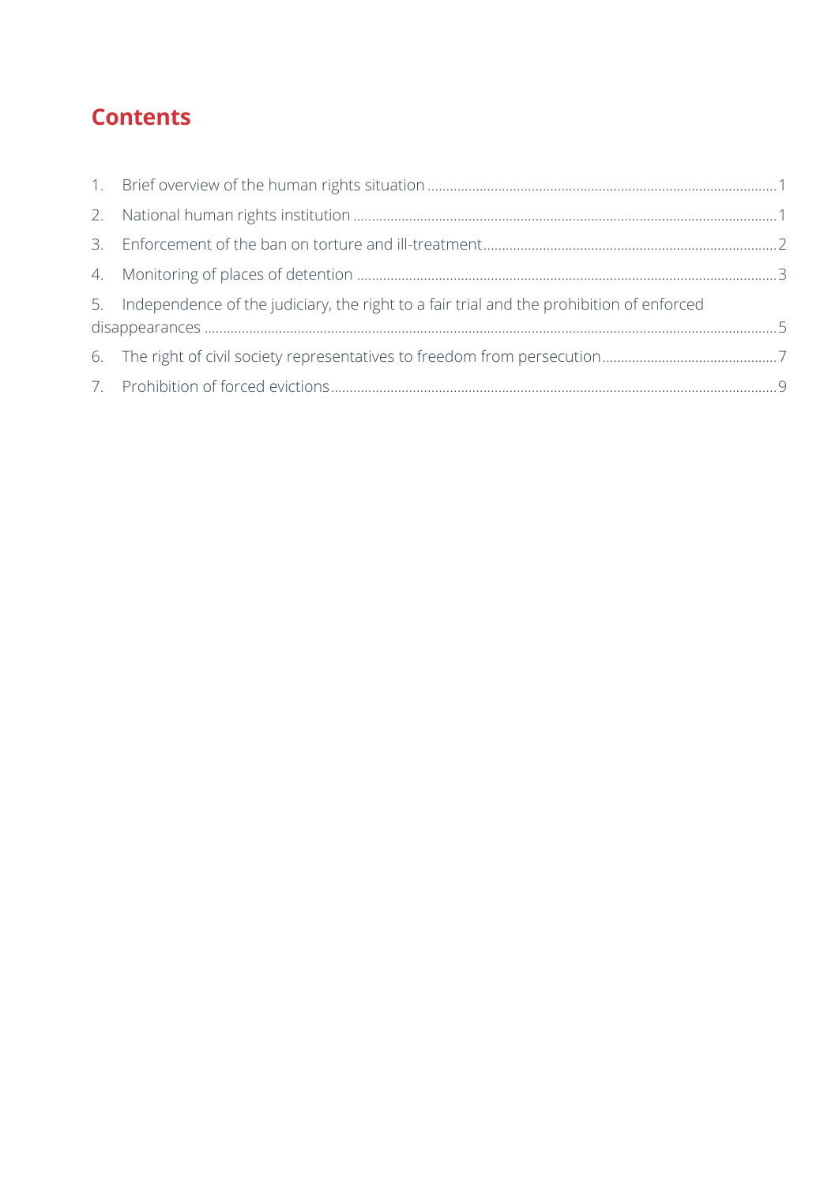## Contents

1. Brief overview of the human rights situation ........ 1
2. National human rights institution ........ 1
3. Enforcement of the ban on torture and ill-treatment ........ 2
4. Monitoring of places of detention ........ 3
5. Independence of the judiciary, the right to a fair trial and the prohibition of enforced disappearances ........ 5
6. The right of civil society representatives to freedom from persecution ........ 7
7. Prohibition of forced evictions ........ 9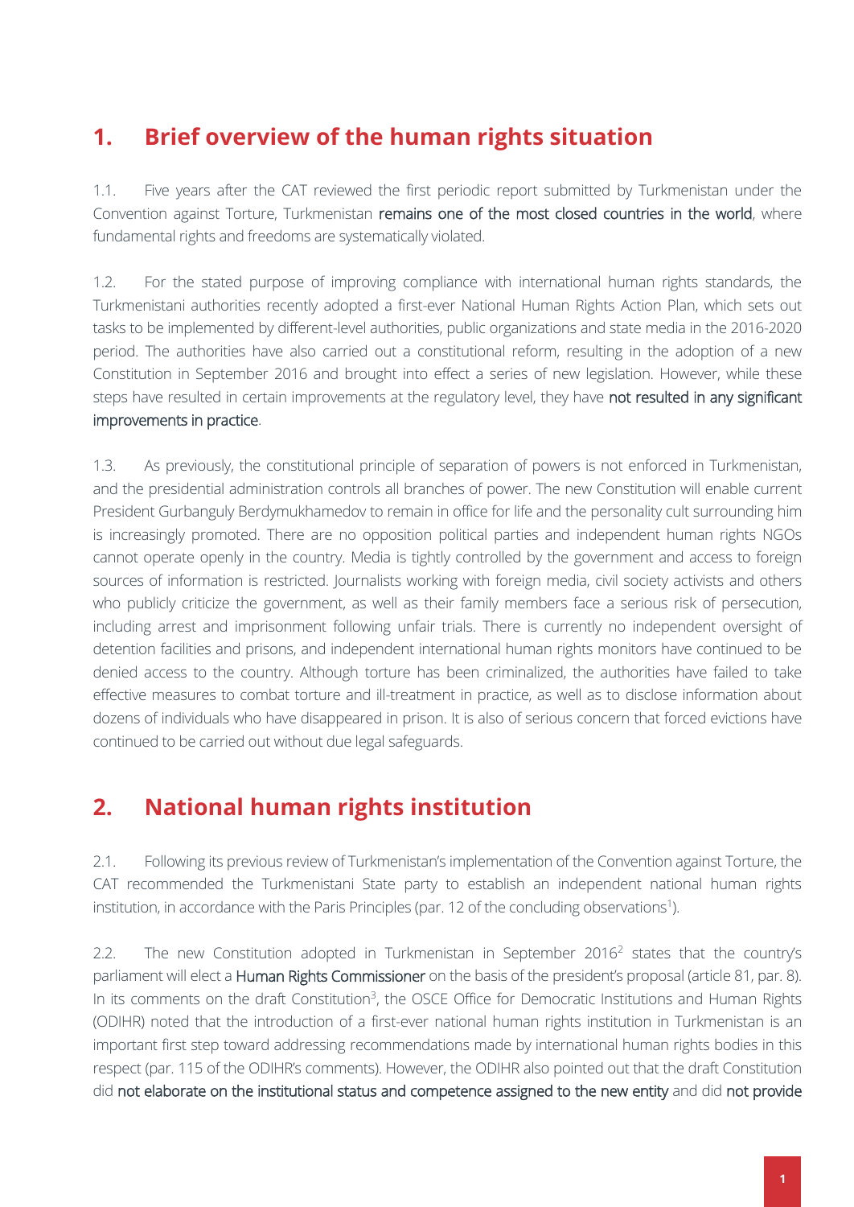## 1. Brief overview of the human rights situation

1.1. Five years after the CAT reviewed the first periodic report submitted by Turkmenistan under the Convention against Torture, Turkmenistan **remains one of the most closed countries in the world**, where fundamental rights and freedoms are systematically violated.

1.2. For the stated purpose of improving compliance with international human rights standards, the Turkmenistani authorities recently adopted a first-ever National Human Rights Action Plan, which sets out tasks to be implemented by different-level authorities, public organizations and state media in the 2016-2020 period. The authorities have also carried out a constitutional reform, resulting in the adoption of a new Constitution in September 2016 and brought into effect a series of new legislation. However, while these steps have resulted in certain improvements at the regulatory level, they have **not resulted in any significant improvements in practice**.

1.3. As previously, the constitutional principle of separation of powers is not enforced in Turkmenistan, and the presidential administration controls all branches of power. The new Constitution will enable current President Gurbanguly Berdymukhamedov to remain in office for life and the personality cult surrounding him is increasingly promoted. There are no opposition political parties and independent human rights NGOs cannot operate openly in the country. Media is tightly controlled by the government and access to foreign sources of information is restricted. Journalists working with foreign media, civil society activists and others who publicly criticize the government, as well as their family members face a serious risk of persecution, including arrest and imprisonment following unfair trials. There is currently no independent oversight of detention facilities and prisons, and independent international human rights monitors have continued to be denied access to the country. Although torture has been criminalized, the authorities have failed to take effective measures to combat torture and ill-treatment in practice, as well as to disclose information about dozens of individuals who have disappeared in prison. It is also of serious concern that forced evictions have continued to be carried out without due legal safeguards.

## 2. National human rights institution

2.1. Following its previous review of Turkmenistan's implementation of the Convention against Torture, the CAT recommended the Turkmenistani State party to establish an independent national human rights institution, in accordance with the Paris Principles (par. 12 of the concluding observations[1]).

2.2. The new Constitution adopted in Turkmenistan in September 2016[2] states that the country's parliament will elect a **Human Rights Commissioner** on the basis of the president's proposal (article 81, par. 8). In its comments on the draft Constitution[3], the OSCE Office for Democratic Institutions and Human Rights (ODIHR) noted that the introduction of a first-ever national human rights institution in Turkmenistan is an important first step toward addressing recommendations made by international human rights bodies in this respect (par. 115 of the ODIHR's comments). However, the ODIHR also pointed out that the draft Constitution did **not elaborate on the institutional status and competence assigned to the new entity** and did **not provide**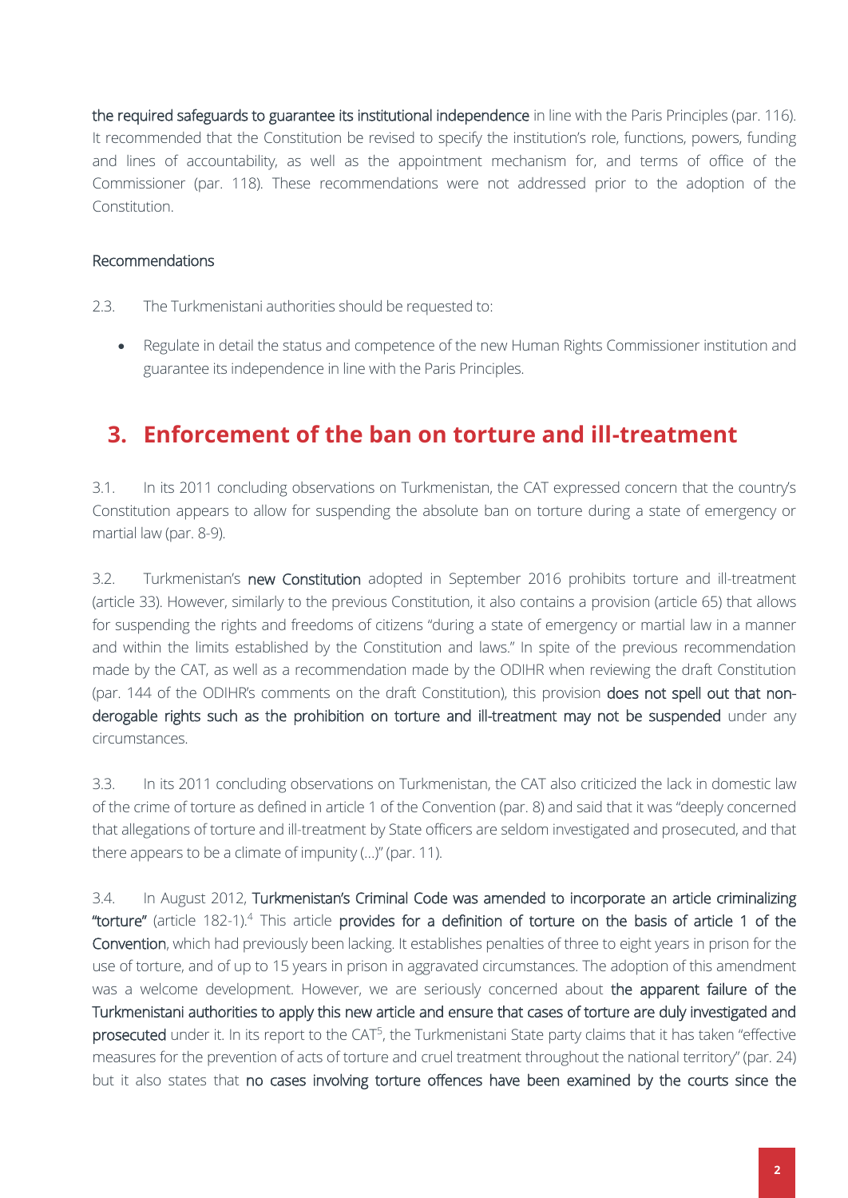the required safeguards to guarantee its institutional independence in line with the Paris Principles (par. 116). It recommended that the Constitution be revised to specify the institution's role, functions, powers, funding and lines of accountability, as well as the appointment mechanism for, and terms of office of the Commissioner (par. 118). These recommendations were not addressed prior to the adoption of the Constitution.

Recommendations

2.3. The Turkmenistani authorities should be requested to:

- Regulate in detail the status and competence of the new Human Rights Commissioner institution and guarantee its independence in line with the Paris Principles.

## 3. Enforcement of the ban on torture and ill-treatment

3.1. In its 2011 concluding observations on Turkmenistan, the CAT expressed concern that the country's Constitution appears to allow for suspending the absolute ban on torture during a state of emergency or martial law (par. 8-9).

3.2. Turkmenistan's new Constitution adopted in September 2016 prohibits torture and ill-treatment (article 33). However, similarly to the previous Constitution, it also contains a provision (article 65) that allows for suspending the rights and freedoms of citizens "during a state of emergency or martial law in a manner and within the limits established by the Constitution and laws." In spite of the previous recommendation made by the CAT, as well as a recommendation made by the ODIHR when reviewing the draft Constitution (par. 144 of the ODIHR's comments on the draft Constitution), this provision does not spell out that non-derogable rights such as the prohibition on torture and ill-treatment may not be suspended under any circumstances.

3.3. In its 2011 concluding observations on Turkmenistan, the CAT also criticized the lack in domestic law of the crime of torture as defined in article 1 of the Convention (par. 8) and said that it was "deeply concerned that allegations of torture and ill-treatment by State officers are seldom investigated and prosecuted, and that there appears to be a climate of impunity (…)" (par. 11).

3.4. In August 2012, Turkmenistan's Criminal Code was amended to incorporate an article criminalizing "torture" (article 182-1).[4] This article provides for a definition of torture on the basis of article 1 of the Convention, which had previously been lacking. It establishes penalties of three to eight years in prison for the use of torture, and of up to 15 years in prison in aggravated circumstances. The adoption of this amendment was a welcome development. However, we are seriously concerned about the apparent failure of the Turkmenistani authorities to apply this new article and ensure that cases of torture are duly investigated and prosecuted under it. In its report to the CAT[5], the Turkmenistani State party claims that it has taken "effective measures for the prevention of acts of torture and cruel treatment throughout the national territory" (par. 24) but it also states that no cases involving torture offences have been examined by the courts since the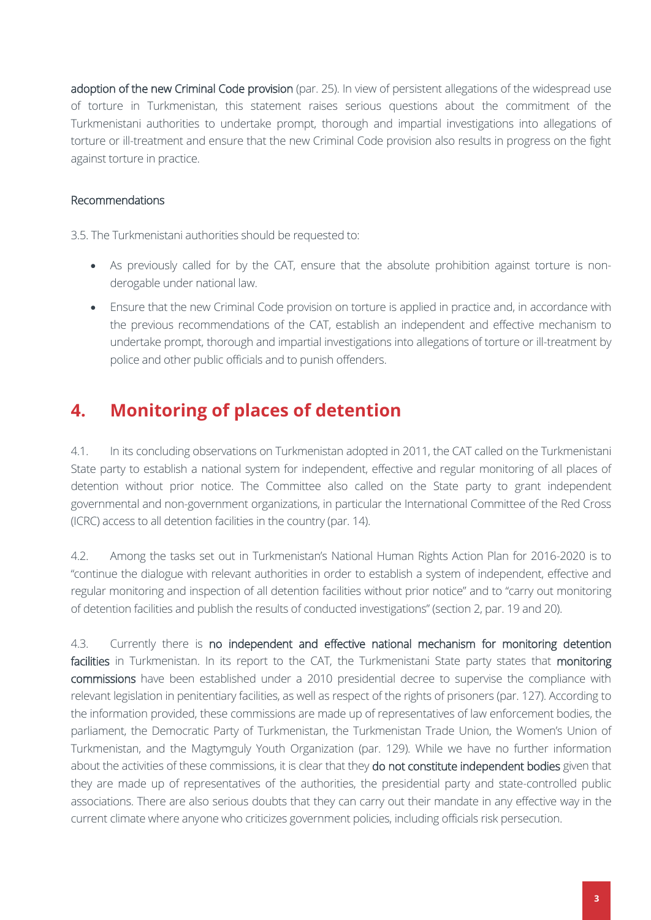**adoption of the new Criminal Code provision** (par. 25). In view of persistent allegations of the widespread use of torture in Turkmenistan, this statement raises serious questions about the commitment of the Turkmenistani authorities to undertake prompt, thorough and impartial investigations into allegations of torture or ill-treatment and ensure that the new Criminal Code provision also results in progress on the fight against torture in practice.

Recommendations

3.5. The Turkmenistani authorities should be requested to:

- As previously called for by the CAT, ensure that the absolute prohibition against torture is non-derogable under national law.
- Ensure that the new Criminal Code provision on torture is applied in practice and, in accordance with the previous recommendations of the CAT, establish an independent and effective mechanism to undertake prompt, thorough and impartial investigations into allegations of torture or ill-treatment by police and other public officials and to punish offenders.

## 4. Monitoring of places of detention

4.1. In its concluding observations on Turkmenistan adopted in 2011, the CAT called on the Turkmenistani State party to establish a national system for independent, effective and regular monitoring of all places of detention without prior notice. The Committee also called on the State party to grant independent governmental and non-government organizations, in particular the International Committee of the Red Cross (ICRC) access to all detention facilities in the country (par. 14).

4.2. Among the tasks set out in Turkmenistan's National Human Rights Action Plan for 2016-2020 is to "continue the dialogue with relevant authorities in order to establish a system of independent, effective and regular monitoring and inspection of all detention facilities without prior notice" and to "carry out monitoring of detention facilities and publish the results of conducted investigations" (section 2, par. 19 and 20).

4.3. Currently there is **no independent and effective national mechanism for monitoring detention facilities** in Turkmenistan. In its report to the CAT, the Turkmenistani State party states that **monitoring commissions** have been established under a 2010 presidential decree to supervise the compliance with relevant legislation in penitentiary facilities, as well as respect of the rights of prisoners (par. 127). According to the information provided, these commissions are made up of representatives of law enforcement bodies, the parliament, the Democratic Party of Turkmenistan, the Turkmenistan Trade Union, the Women's Union of Turkmenistan, and the Magtymguly Youth Organization (par. 129). While we have no further information about the activities of these commissions, it is clear that they **do not constitute independent bodies** given that they are made up of representatives of the authorities, the presidential party and state-controlled public associations. There are also serious doubts that they can carry out their mandate in any effective way in the current climate where anyone who criticizes government policies, including officials risk persecution.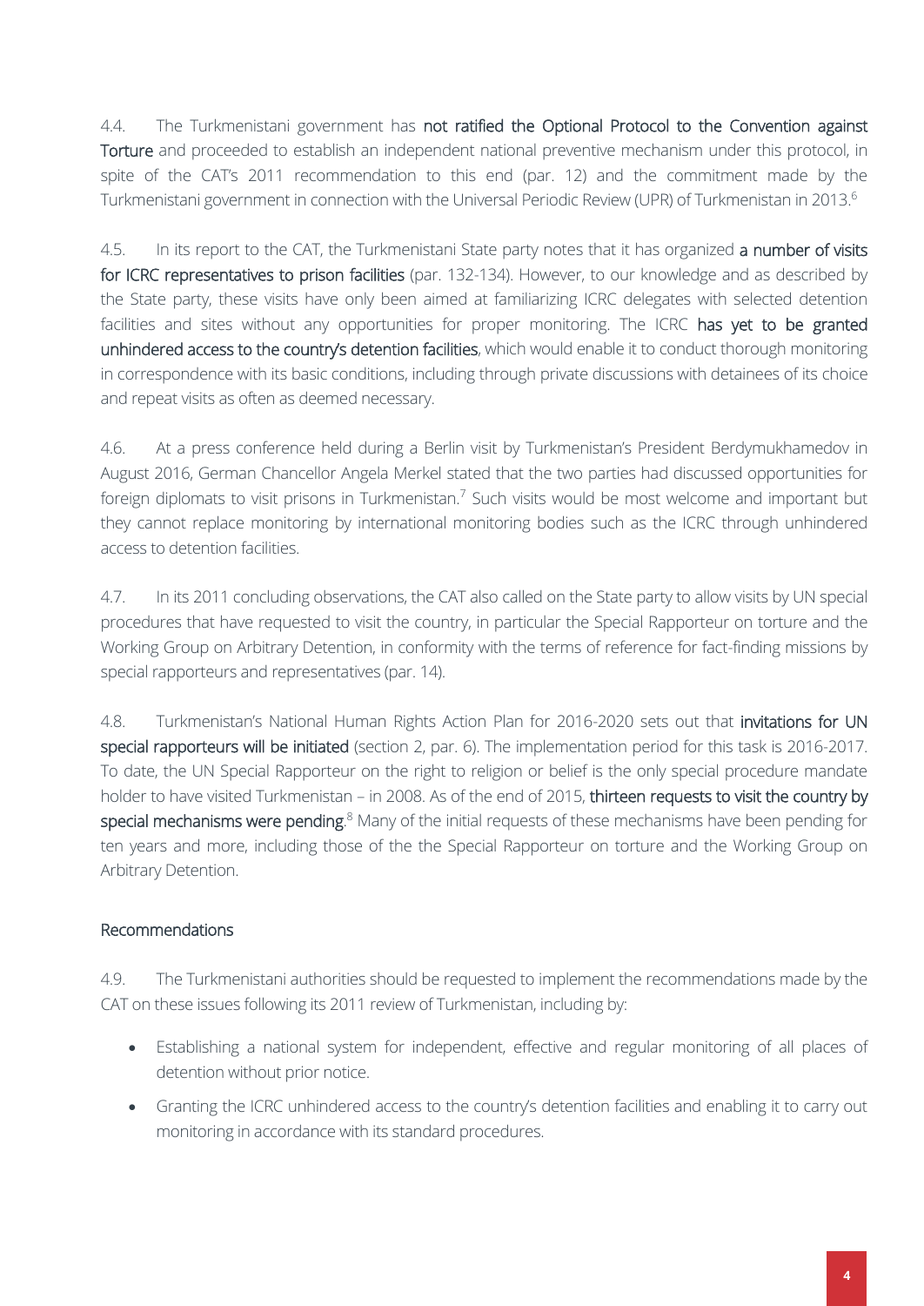4.4. The Turkmenistani government has **not ratified the Optional Protocol to the Convention against Torture** and proceeded to establish an independent national preventive mechanism under this protocol, in spite of the CAT's 2011 recommendation to this end (par. 12) and the commitment made by the Turkmenistani government in connection with the Universal Periodic Review (UPR) of Turkmenistan in 2013.[6]

4.5. In its report to the CAT, the Turkmenistani State party notes that it has organized **a number of visits for ICRC representatives to prison facilities** (par. 132-134). However, to our knowledge and as described by the State party, these visits have only been aimed at familiarizing ICRC delegates with selected detention facilities and sites without any opportunities for proper monitoring. The ICRC **has yet to be granted unhindered access to the country's detention facilities**, which would enable it to conduct thorough monitoring in correspondence with its basic conditions, including through private discussions with detainees of its choice and repeat visits as often as deemed necessary.

4.6. At a press conference held during a Berlin visit by Turkmenistan's President Berdymukhamedov in August 2016, German Chancellor Angela Merkel stated that the two parties had discussed opportunities for foreign diplomats to visit prisons in Turkmenistan.[7] Such visits would be most welcome and important but they cannot replace monitoring by international monitoring bodies such as the ICRC through unhindered access to detention facilities.

4.7. In its 2011 concluding observations, the CAT also called on the State party to allow visits by UN special procedures that have requested to visit the country, in particular the Special Rapporteur on torture and the Working Group on Arbitrary Detention, in conformity with the terms of reference for fact-finding missions by special rapporteurs and representatives (par. 14).

4.8. Turkmenistan's National Human Rights Action Plan for 2016-2020 sets out that **invitations for UN special rapporteurs will be initiated** (section 2, par. 6). The implementation period for this task is 2016-2017. To date, the UN Special Rapporteur on the right to religion or belief is the only special procedure mandate holder to have visited Turkmenistan – in 2008. As of the end of 2015, **thirteen requests to visit the country by special mechanisms were pending**.[8] Many of the initial requests of these mechanisms have been pending for ten years and more, including those of the the Special Rapporteur on torture and the Working Group on Arbitrary Detention.

### Recommendations

4.9. The Turkmenistani authorities should be requested to implement the recommendations made by the CAT on these issues following its 2011 review of Turkmenistan, including by:

- Establishing a national system for independent, effective and regular monitoring of all places of detention without prior notice.
- Granting the ICRC unhindered access to the country's detention facilities and enabling it to carry out monitoring in accordance with its standard procedures.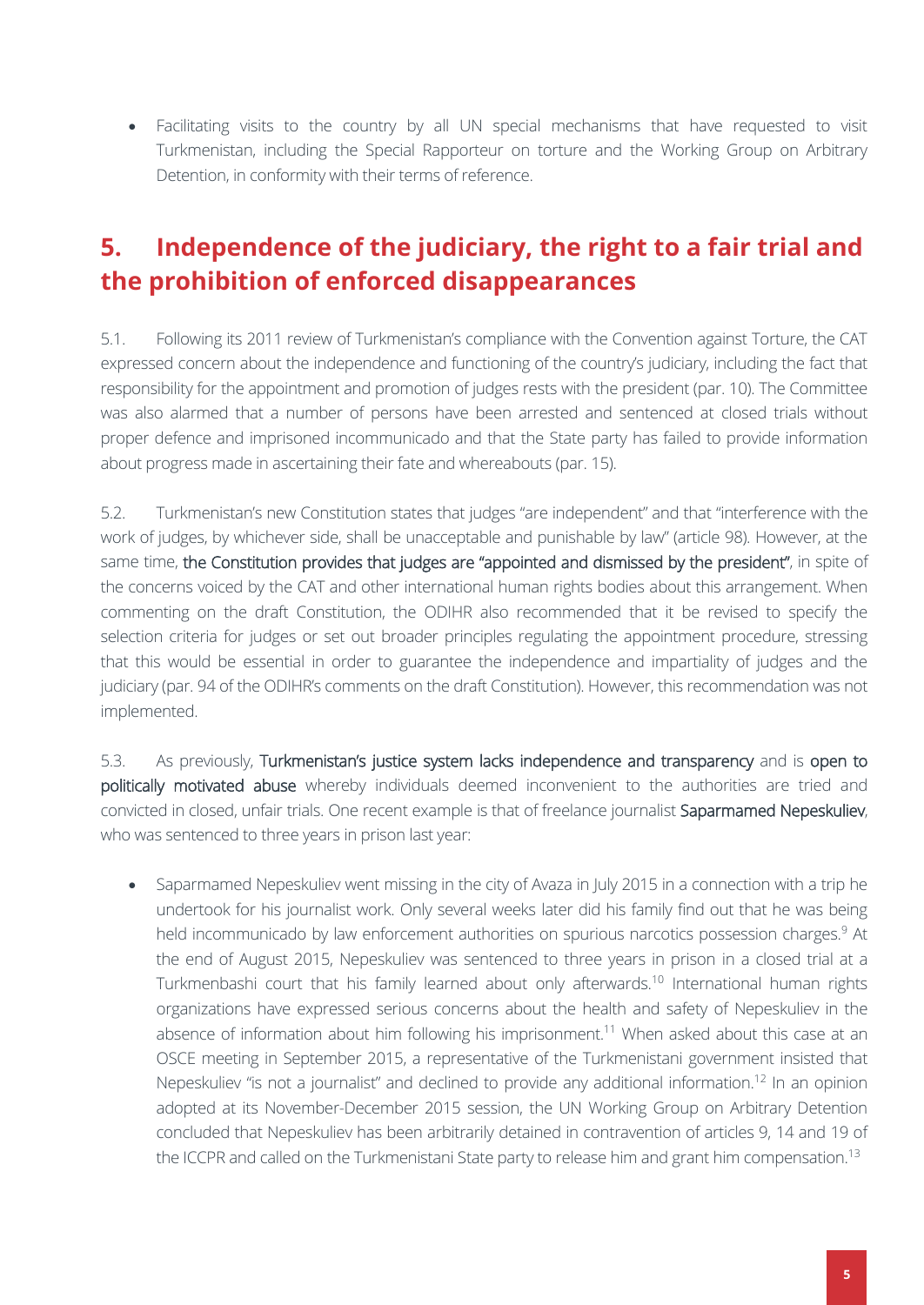- Facilitating visits to the country by all UN special mechanisms that have requested to visit Turkmenistan, including the Special Rapporteur on torture and the Working Group on Arbitrary Detention, in conformity with their terms of reference.

## 5. Independence of the judiciary, the right to a fair trial and the prohibition of enforced disappearances

5.1. Following its 2011 review of Turkmenistan's compliance with the Convention against Torture, the CAT expressed concern about the independence and functioning of the country's judiciary, including the fact that responsibility for the appointment and promotion of judges rests with the president (par. 10). The Committee was also alarmed that a number of persons have been arrested and sentenced at closed trials without proper defence and imprisoned incommunicado and that the State party has failed to provide information about progress made in ascertaining their fate and whereabouts (par. 15).

5.2. Turkmenistan's new Constitution states that judges "are independent" and that "interference with the work of judges, by whichever side, shall be unacceptable and punishable by law" (article 98). However, at the same time, the Constitution provides that judges are "appointed and dismissed by the president", in spite of the concerns voiced by the CAT and other international human rights bodies about this arrangement. When commenting on the draft Constitution, the ODIHR also recommended that it be revised to specify the selection criteria for judges or set out broader principles regulating the appointment procedure, stressing that this would be essential in order to guarantee the independence and impartiality of judges and the judiciary (par. 94 of the ODIHR's comments on the draft Constitution). However, this recommendation was not implemented.

5.3. As previously, Turkmenistan's justice system lacks independence and transparency and is open to politically motivated abuse whereby individuals deemed inconvenient to the authorities are tried and convicted in closed, unfair trials. One recent example is that of freelance journalist Saparmamed Nepeskuliev, who was sentenced to three years in prison last year:

- Saparmamed Nepeskuliev went missing in the city of Avaza in July 2015 in a connection with a trip he undertook for his journalist work. Only several weeks later did his family find out that he was being held incommunicado by law enforcement authorities on spurious narcotics possession charges.[9] At the end of August 2015, Nepeskuliev was sentenced to three years in prison in a closed trial at a Turkmenbashi court that his family learned about only afterwards.[10] International human rights organizations have expressed serious concerns about the health and safety of Nepeskuliev in the absence of information about him following his imprisonment.[11] When asked about this case at an OSCE meeting in September 2015, a representative of the Turkmenistani government insisted that Nepeskuliev "is not a journalist" and declined to provide any additional information.[12] In an opinion adopted at its November-December 2015 session, the UN Working Group on Arbitrary Detention concluded that Nepeskuliev has been arbitrarily detained in contravention of articles 9, 14 and 19 of the ICCPR and called on the Turkmenistani State party to release him and grant him compensation.[13]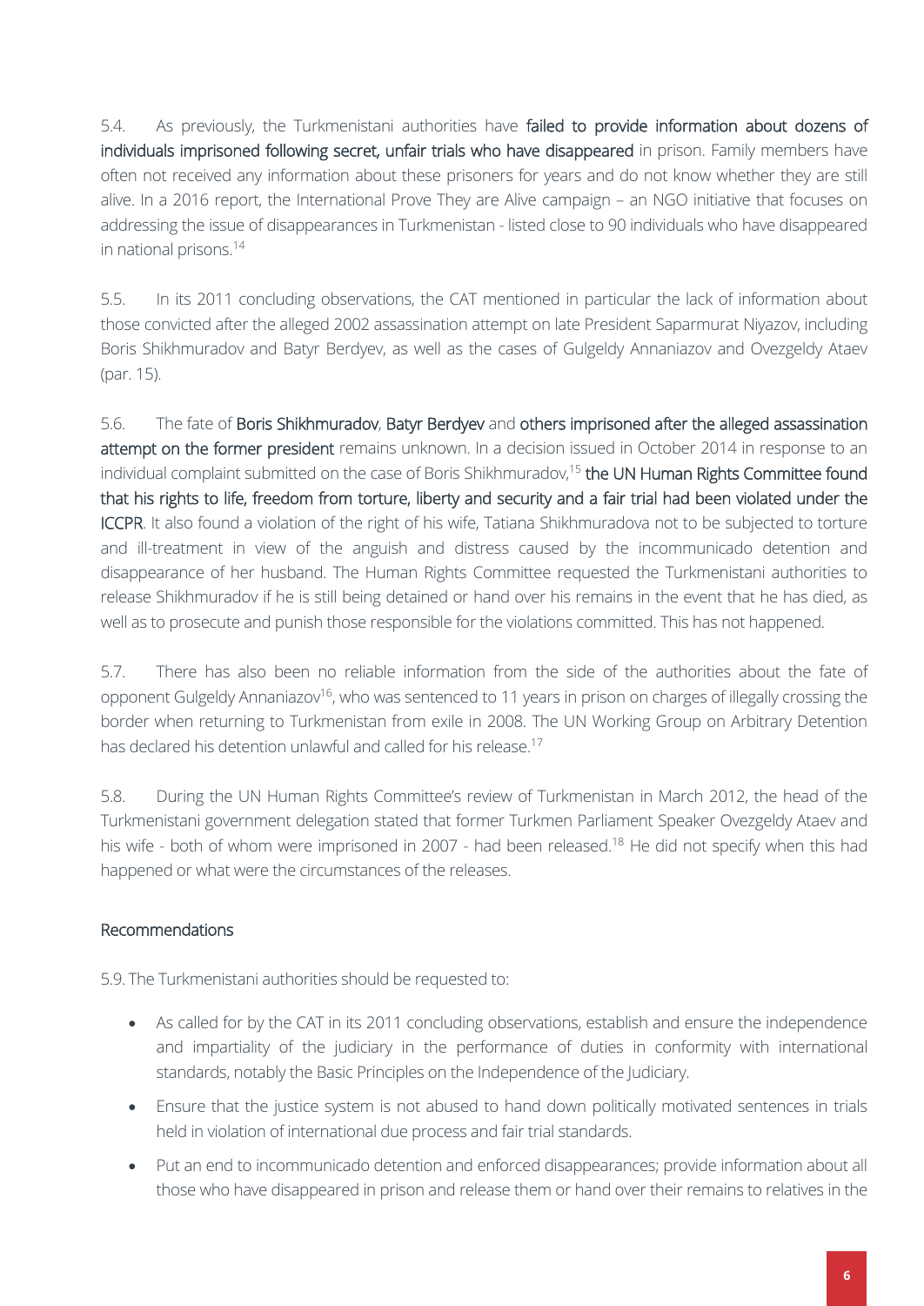5.4. As previously, the Turkmenistani authorities have **failed to provide information about dozens of individuals imprisoned following secret, unfair trials who have disappeared** in prison. Family members have often not received any information about these prisoners for years and do not know whether they are still alive. In a 2016 report, the International Prove They are Alive campaign – an NGO initiative that focuses on addressing the issue of disappearances in Turkmenistan - listed close to 90 individuals who have disappeared in national prisons.[14]

5.5. In its 2011 concluding observations, the CAT mentioned in particular the lack of information about those convicted after the alleged 2002 assassination attempt on late President Saparmurat Niyazov, including Boris Shikhmuradov and Batyr Berdyev, as well as the cases of Gulgeldy Annaniazov and Ovezgeldy Ataev (par. 15).

5.6. The fate of **Boris Shikhmuradov**, **Batyr Berdyev** and **others imprisoned after the alleged assassination attempt on the former president** remains unknown. In a decision issued in October 2014 in response to an individual complaint submitted on the case of Boris Shikhmuradov,[15] **the UN Human Rights Committee found that his rights to life, freedom from torture, liberty and security and a fair trial had been violated under the ICCPR**. It also found a violation of the right of his wife, Tatiana Shikhmuradova not to be subjected to torture and ill-treatment in view of the anguish and distress caused by the incommunicado detention and disappearance of her husband. The Human Rights Committee requested the Turkmenistani authorities to release Shikhmuradov if he is still being detained or hand over his remains in the event that he has died, as well as to prosecute and punish those responsible for the violations committed. This has not happened.

5.7. There has also been no reliable information from the side of the authorities about the fate of opponent Gulgeldy Annaniazov[16], who was sentenced to 11 years in prison on charges of illegally crossing the border when returning to Turkmenistan from exile in 2008. The UN Working Group on Arbitrary Detention has declared his detention unlawful and called for his release.[17]

5.8. During the UN Human Rights Committee's review of Turkmenistan in March 2012, the head of the Turkmenistani government delegation stated that former Turkmen Parliament Speaker Ovezgeldy Ataev and his wife - both of whom were imprisoned in 2007 - had been released.[18] He did not specify when this had happened or what were the circumstances of the releases.

## Recommendations

5.9. The Turkmenistani authorities should be requested to:

- As called for by the CAT in its 2011 concluding observations, establish and ensure the independence and impartiality of the judiciary in the performance of duties in conformity with international standards, notably the Basic Principles on the Independence of the Judiciary.
- Ensure that the justice system is not abused to hand down politically motivated sentences in trials held in violation of international due process and fair trial standards.
- Put an end to incommunicado detention and enforced disappearances; provide information about all those who have disappeared in prison and release them or hand over their remains to relatives in the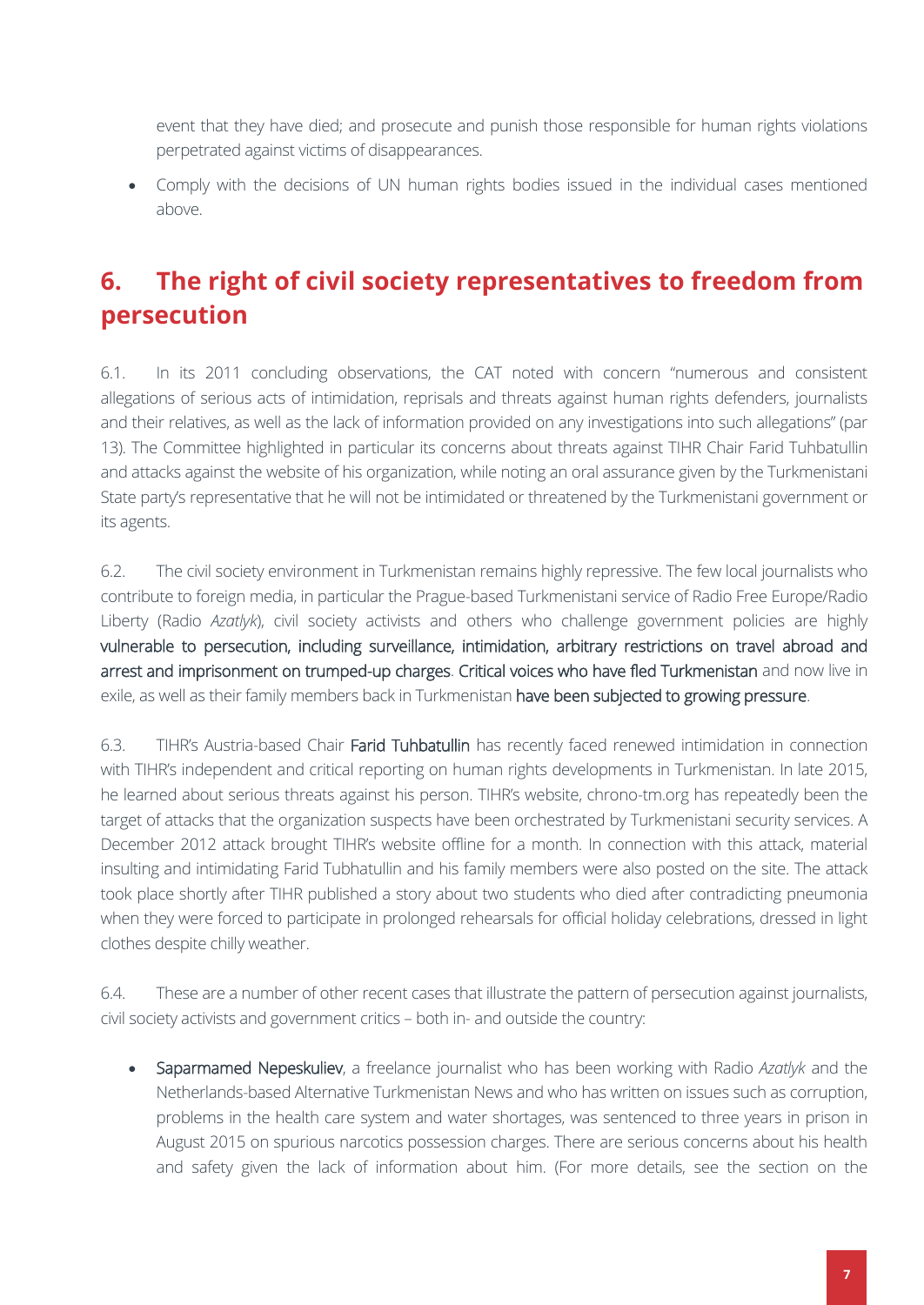event that they have died; and prosecute and punish those responsible for human rights violations perpetrated against victims of disappearances.

- Comply with the decisions of UN human rights bodies issued in the individual cases mentioned above.

## 6. The right of civil society representatives to freedom from persecution

6.1. In its 2011 concluding observations, the CAT noted with concern "numerous and consistent allegations of serious acts of intimidation, reprisals and threats against human rights defenders, journalists and their relatives, as well as the lack of information provided on any investigations into such allegations" (par 13). The Committee highlighted in particular its concerns about threats against TIHR Chair Farid Tuhbatullin and attacks against the website of his organization, while noting an oral assurance given by the Turkmenistani State party's representative that he will not be intimidated or threatened by the Turkmenistani government or its agents.

6.2. The civil society environment in Turkmenistan remains highly repressive. The few local journalists who contribute to foreign media, in particular the Prague-based Turkmenistani service of Radio Free Europe/Radio Liberty (Radio *Azatlyk*), civil society activists and others who challenge government policies are highly vulnerable to persecution, including surveillance, intimidation, arbitrary restrictions on travel abroad and arrest and imprisonment on trumped-up charges. Critical voices who have fled Turkmenistan and now live in exile, as well as their family members back in Turkmenistan have been subjected to growing pressure.

6.3. TIHR's Austria-based Chair Farid Tuhbatullin has recently faced renewed intimidation in connection with TIHR's independent and critical reporting on human rights developments in Turkmenistan. In late 2015, he learned about serious threats against his person. TIHR's website, chrono-tm.org has repeatedly been the target of attacks that the organization suspects have been orchestrated by Turkmenistani security services. A December 2012 attack brought TIHR's website offline for a month. In connection with this attack, material insulting and intimidating Farid Tubhatullin and his family members were also posted on the site. The attack took place shortly after TIHR published a story about two students who died after contradicting pneumonia when they were forced to participate in prolonged rehearsals for official holiday celebrations, dressed in light clothes despite chilly weather.

6.4. These are a number of other recent cases that illustrate the pattern of persecution against journalists, civil society activists and government critics – both in- and outside the country:

- Saparmamed Nepeskuliev, a freelance journalist who has been working with Radio *Azatlyk* and the Netherlands-based Alternative Turkmenistan News and who has written on issues such as corruption, problems in the health care system and water shortages, was sentenced to three years in prison in August 2015 on spurious narcotics possession charges. There are serious concerns about his health and safety given the lack of information about him. (For more details, see the section on the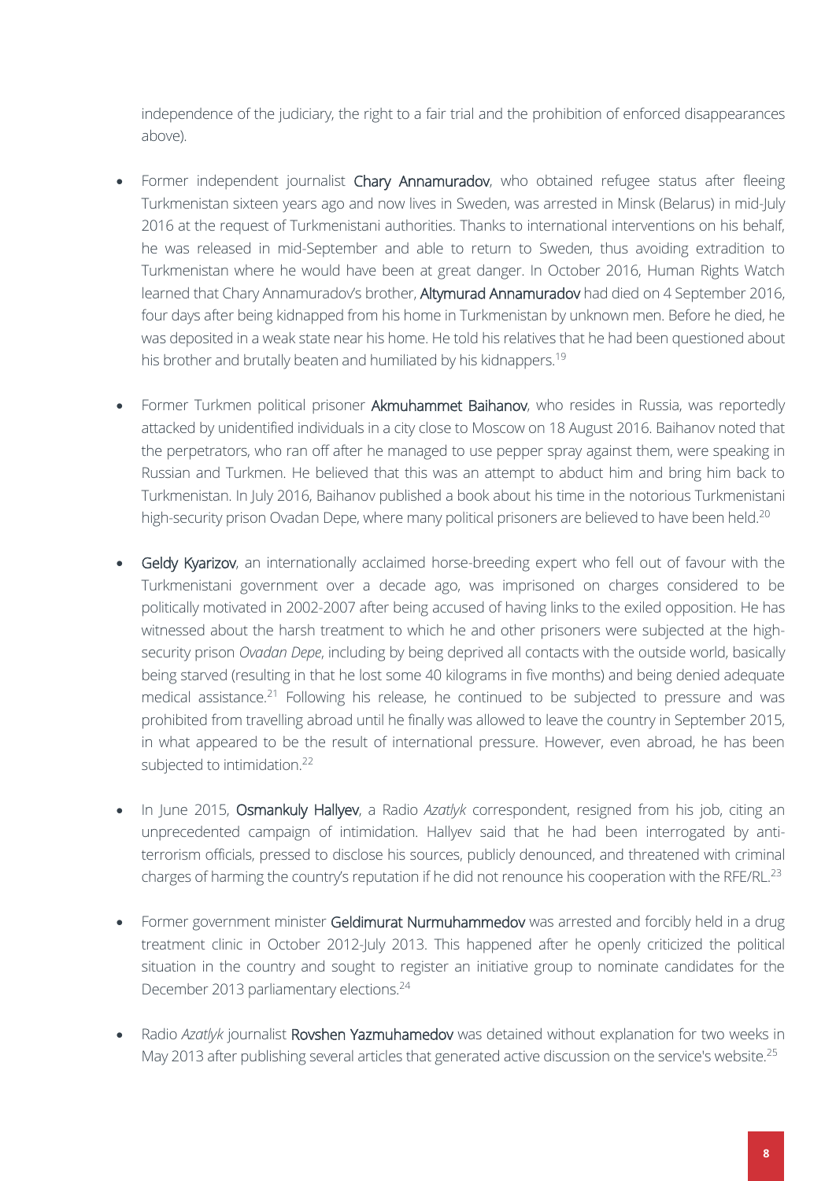independence of the judiciary, the right to a fair trial and the prohibition of enforced disappearances above).

- Former independent journalist **Chary Annamuradov**, who obtained refugee status after fleeing Turkmenistan sixteen years ago and now lives in Sweden, was arrested in Minsk (Belarus) in mid-July 2016 at the request of Turkmenistani authorities. Thanks to international interventions on his behalf, he was released in mid-September and able to return to Sweden, thus avoiding extradition to Turkmenistan where he would have been at great danger. In October 2016, Human Rights Watch learned that Chary Annamuradov's brother, **Altymurad Annamuradov** had died on 4 September 2016, four days after being kidnapped from his home in Turkmenistan by unknown men. Before he died, he was deposited in a weak state near his home. He told his relatives that he had been questioned about his brother and brutally beaten and humiliated by his kidnappers.[19]

- Former Turkmen political prisoner **Akmuhammet Baihanov**, who resides in Russia, was reportedly attacked by unidentified individuals in a city close to Moscow on 18 August 2016. Baihanov noted that the perpetrators, who ran off after he managed to use pepper spray against them, were speaking in Russian and Turkmen. He believed that this was an attempt to abduct him and bring him back to Turkmenistan. In July 2016, Baihanov published a book about his time in the notorious Turkmenistani high-security prison Ovadan Depe, where many political prisoners are believed to have been held.[20]

- **Geldy Kyarizov**, an internationally acclaimed horse-breeding expert who fell out of favour with the Turkmenistani government over a decade ago, was imprisoned on charges considered to be politically motivated in 2002-2007 after being accused of having links to the exiled opposition. He has witnessed about the harsh treatment to which he and other prisoners were subjected at the high-security prison *Ovadan Depe*, including by being deprived all contacts with the outside world, basically being starved (resulting in that he lost some 40 kilograms in five months) and being denied adequate medical assistance.[21] Following his release, he continued to be subjected to pressure and was prohibited from travelling abroad until he finally was allowed to leave the country in September 2015, in what appeared to be the result of international pressure. However, even abroad, he has been subjected to intimidation.[22]

- In June 2015, **Osmankuly Hallyev**, a Radio *Azatlyk* correspondent, resigned from his job, citing an unprecedented campaign of intimidation. Hallyev said that he had been interrogated by anti-terrorism officials, pressed to disclose his sources, publicly denounced, and threatened with criminal charges of harming the country's reputation if he did not renounce his cooperation with the RFE/RL.[23]

- Former government minister **Geldimurat Nurmuhammedov** was arrested and forcibly held in a drug treatment clinic in October 2012-July 2013. This happened after he openly criticized the political situation in the country and sought to register an initiative group to nominate candidates for the December 2013 parliamentary elections.[24]

- Radio *Azatlyk* journalist **Rovshen Yazmuhamedov** was detained without explanation for two weeks in May 2013 after publishing several articles that generated active discussion on the service's website.[25]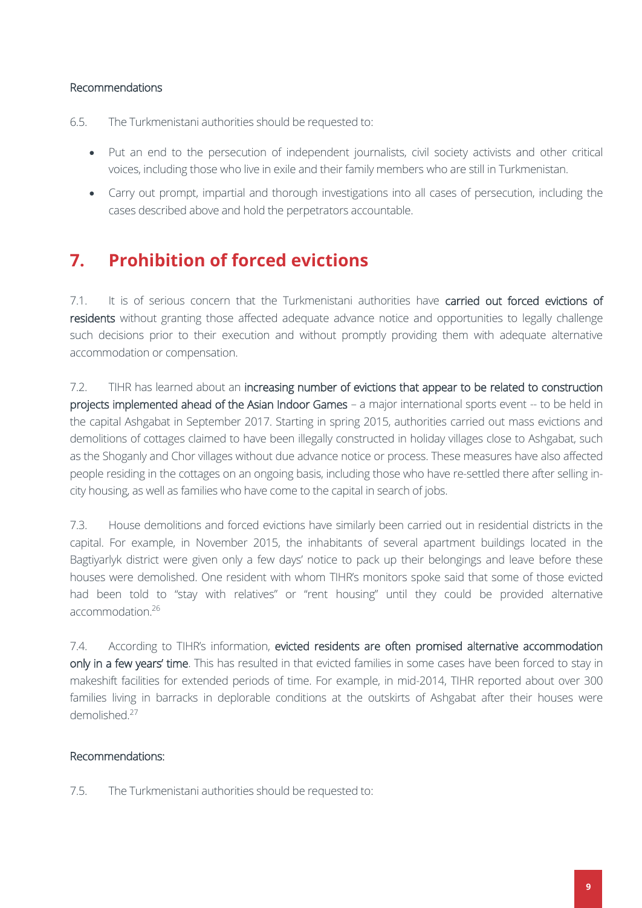Recommendations

6.5. The Turkmenistani authorities should be requested to:

- Put an end to the persecution of independent journalists, civil society activists and other critical voices, including those who live in exile and their family members who are still in Turkmenistan.
- Carry out prompt, impartial and thorough investigations into all cases of persecution, including the cases described above and hold the perpetrators accountable.

## 7. Prohibition of forced evictions

7.1. It is of serious concern that the Turkmenistani authorities have **carried out forced evictions of residents** without granting those affected adequate advance notice and opportunities to legally challenge such decisions prior to their execution and without promptly providing them with adequate alternative accommodation or compensation.

7.2. TIHR has learned about an **increasing number of evictions that appear to be related to construction projects implemented ahead of the Asian Indoor Games** – a major international sports event -- to be held in the capital Ashgabat in September 2017. Starting in spring 2015, authorities carried out mass evictions and demolitions of cottages claimed to have been illegally constructed in holiday villages close to Ashgabat, such as the Shoganly and Chor villages without due advance notice or process. These measures have also affected people residing in the cottages on an ongoing basis, including those who have re-settled there after selling in-city housing, as well as families who have come to the capital in search of jobs.

7.3. House demolitions and forced evictions have similarly been carried out in residential districts in the capital. For example, in November 2015, the inhabitants of several apartment buildings located in the Bagtiyarlyk district were given only a few days' notice to pack up their belongings and leave before these houses were demolished. One resident with whom TIHR's monitors spoke said that some of those evicted had been told to "stay with relatives" or "rent housing" until they could be provided alternative accommodation.[26]

7.4. According to TIHR's information, **evicted residents are often promised alternative accommodation only in a few years' time**. This has resulted in that evicted families in some cases have been forced to stay in makeshift facilities for extended periods of time. For example, in mid-2014, TIHR reported about over 300 families living in barracks in deplorable conditions at the outskirts of Ashgabat after their houses were demolished.[27]

Recommendations:

7.5. The Turkmenistani authorities should be requested to: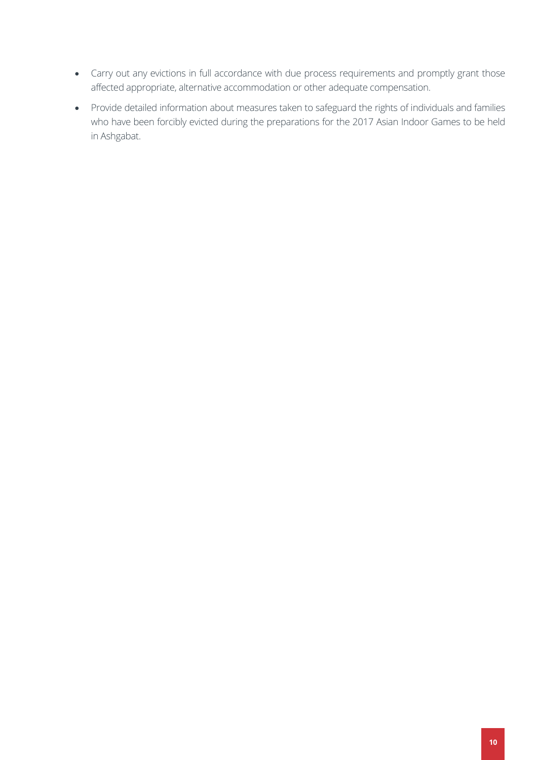- Carry out any evictions in full accordance with due process requirements and promptly grant those affected appropriate, alternative accommodation or other adequate compensation.
- Provide detailed information about measures taken to safeguard the rights of individuals and families who have been forcibly evicted during the preparations for the 2017 Asian Indoor Games to be held in Ashgabat.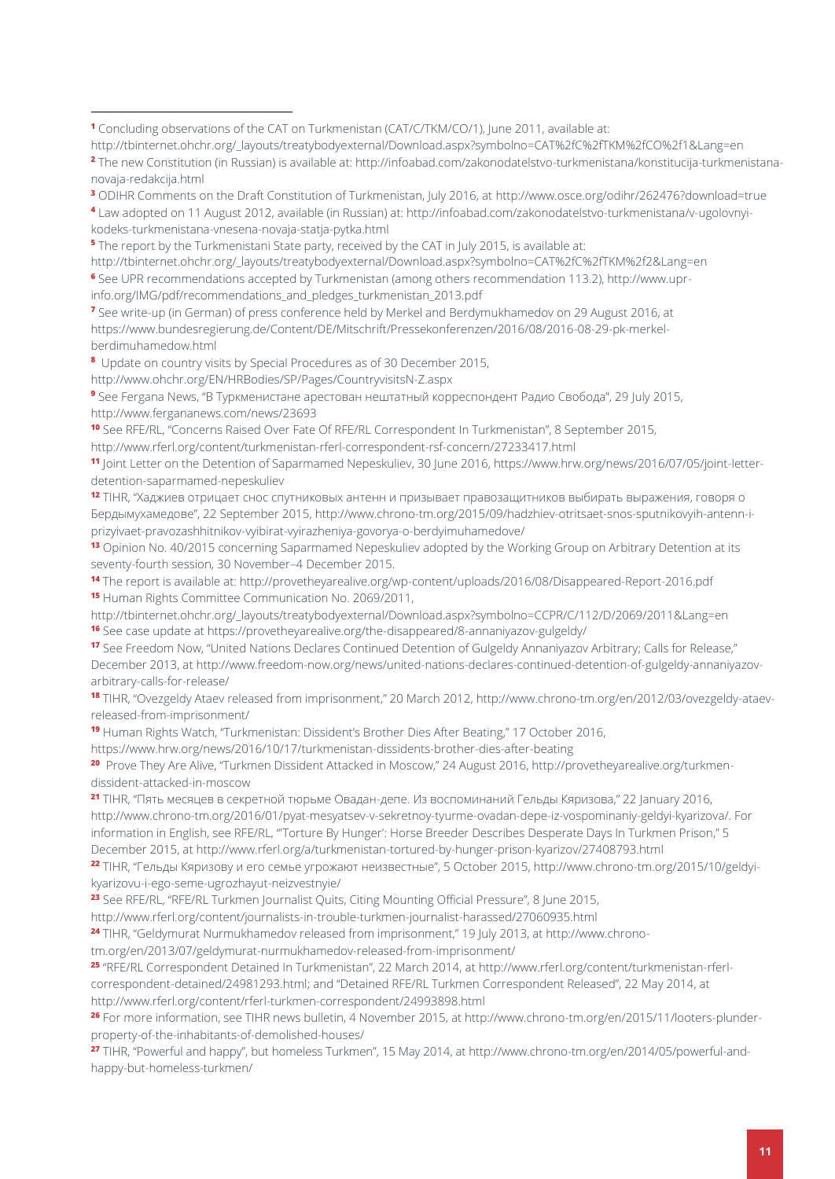[1] Concluding observations of the CAT on Turkmenistan (CAT/C/TKM/CO/1), June 2011, available at: http://tbinternet.ohchr.org/_layouts/treatybodyexternal/Download.aspx?symbolno=CAT%2fC%2fTKM%2fCO%2f1&Lang=en

[2] The new Constitution (in Russian) is available at: http://infoabad.com/zakonodatelstvo-turkmenistana/konstitucija-turkmenistana-novaja-redakcija.html

[3] ODIHR Comments on the Draft Constitution of Turkmenistan, July 2016, at http://www.osce.org/odihr/262476?download=true

[4] Law adopted on 11 August 2012, available (in Russian) at: http://infoabad.com/zakonodatelstvo-turkmenistana/v-ugolovnyi-kodeks-turkmenistana-vnesena-novaja-statja-pytka.html

[5] The report by the Turkmenistani State party, received by the CAT in July 2015, is available at: http://tbinternet.ohchr.org/_layouts/treatybodyexternal/Download.aspx?symbolno=CAT%2fC%2fTKM%2f2&Lang=en

[6] See UPR recommendations accepted by Turkmenistan (among others recommendation 113.2), http://www.upr-info.org/IMG/pdf/recommendations_and_pledges_turkmenistan_2013.pdf

[7] See write-up (in German) of press conference held by Merkel and Berdymukhamedov on 29 August 2016, at https://www.bundesregierung.de/Content/DE/Mitschrift/Pressekonferenzen/2016/08/2016-08-29-pk-merkel-berdimuhamedow.html

[8] Update on country visits by Special Procedures as of 30 December 2015, http://www.ohchr.org/EN/HRBodies/SP/Pages/CountryvisitsN-Z.aspx

[9] See Fergana News, "В Туркменистане арестован нештатный корреспондент Радио Свобода", 29 July 2015, http://www.fergananews.com/news/23693

[10] See RFE/RL, "Concerns Raised Over Fate Of RFE/RL Correspondent In Turkmenistan", 8 September 2015, http://www.rferl.org/content/turkmenistan-rferl-correspondent-rsf-concern/27233417.html

[11] Joint Letter on the Detention of Saparmamed Nepeskuliev, 30 June 2016, https://www.hrw.org/news/2016/07/05/joint-letter-detention-saparmamed-nepeskuliev

[12] TIHR, "Хаджиев отрицает снос спутниковых антенн и призывает правозащитников выбирать выражения, говоря о Бердымухамедове", 22 September 2015, http://www.chrono-tm.org/2015/09/hadzhiev-otritsaet-snos-sputnikovyih-antenn-i-prizyivaet-pravozashhitnikov-vyibirat-vyirazheniya-govorya-o-berdyimuhamedove/

[13] Opinion No. 40/2015 concerning Saparmamed Nepeskuliev adopted by the Working Group on Arbitrary Detention at its seventy-fourth session, 30 November–4 December 2015.

[14] The report is available at: http://provetheyarealive.org/wp-content/uploads/2016/08/Disappeared-Report-2016.pdf

[15] Human Rights Committee Communication No. 2069/2011, http://tbinternet.ohchr.org/_layouts/treatybodyexternal/Download.aspx?symbolno=CCPR/C/112/D/2069/2011&Lang=en

[16] See case update at https://provetheyarealive.org/the-disappeared/8-annaniyazov-gulgeldy/

[17] See Freedom Now, "United Nations Declares Continued Detention of Gulgeldy Annaniyazov Arbitrary; Calls for Release," December 2013, at http://www.freedom-now.org/news/united-nations-declares-continued-detention-of-gulgeldy-annaniyazov-arbitrary-calls-for-release/

[18] TIHR, "Ovezgeldy Ataev released from imprisonment," 20 March 2012, http://www.chrono-tm.org/en/2012/03/ovezgeldy-ataev-released-from-imprisonment/

[19] Human Rights Watch, "Turkmenistan: Dissident's Brother Dies After Beating," 17 October 2016, https://www.hrw.org/news/2016/10/17/turkmenistan-dissidents-brother-dies-after-beating

[20] Prove They Are Alive, "Turkmen Dissident Attacked in Moscow," 24 August 2016, http://provetheyarealive.org/turkmen-dissident-attacked-in-moscow

[21] TIHR, "Пять месяцев в секретной тюрьме Овадан-депе. Из воспоминаний Гельды Кяризова," 22 January 2016, http://www.chrono-tm.org/2016/01/pyat-mesyatsev-v-sekretnoy-tyurme-ovadan-depe-iz-vospominaniy-geldyi-kyarizova/. For information in English, see RFE/RL, "'Torture By Hunger': Horse Breeder Describes Desperate Days In Turkmen Prison," 5 December 2015, at http://www.rferl.org/a/turkmenistan-tortured-by-hunger-prison-kyarizov/27408793.html

[22] TIHR, "Гельды Кяризову и его семье угрожают неизвестные", 5 October 2015, http://www.chrono-tm.org/2015/10/geldyi-kyarizovu-i-ego-seme-ugrozhayut-neizvestnyie/

[23] See RFE/RL, "RFE/RL Turkmen Journalist Quits, Citing Mounting Official Pressure", 8 June 2015, http://www.rferl.org/content/journalists-in-trouble-turkmen-journalist-harassed/27060935.html

[24] TIHR, "Geldymurat Nurmukhamedov released from imprisonment," 19 July 2013, at http://www.chrono-tm.org/en/2013/07/geldymurat-nurmukhamedov-released-from-imprisonment/

[25] "RFE/RL Correspondent Detained In Turkmenistan", 22 March 2014, at http://www.rferl.org/content/turkmenistan-rferl-correspondent-detained/24981293.html; and "Detained RFE/RL Turkmen Correspondent Released", 22 May 2014, at http://www.rferl.org/content/rferl-turkmen-correspondent/24993898.html

[26] For more information, see TIHR news bulletin, 4 November 2015, at http://www.chrono-tm.org/en/2015/11/looters-plunder-property-of-the-inhabitants-of-demolished-houses/

[27] TIHR, "Powerful and happy", but homeless Turkmen", 15 May 2014, at http://www.chrono-tm.org/en/2014/05/powerful-and-happy-but-homeless-turkmen/